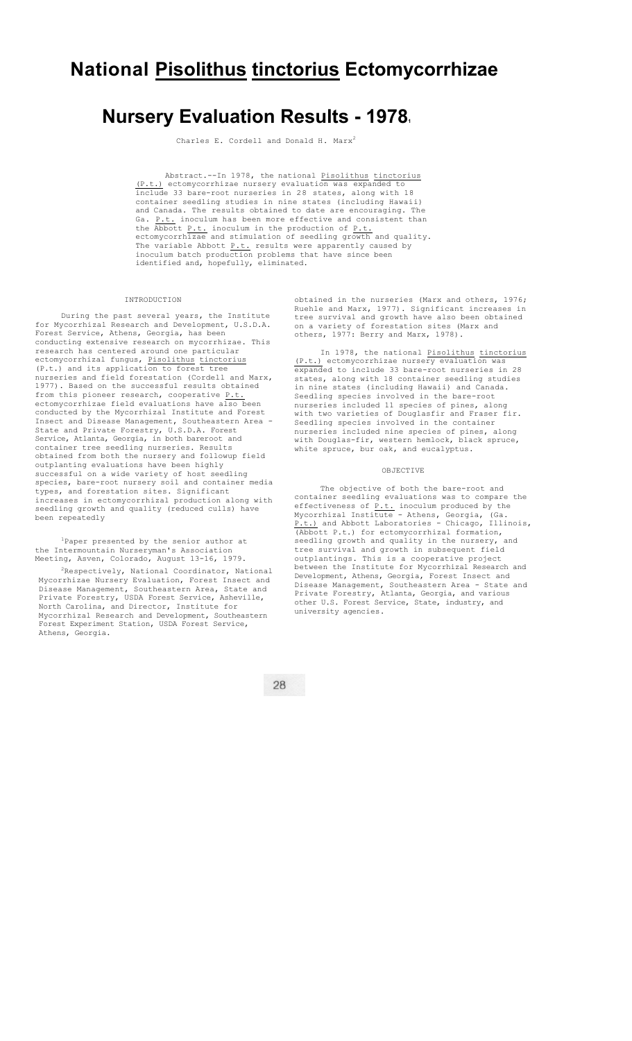# National *Pisolithus tinctorius* Ectomycorrhizae

# Nursery Evaluation Results - 1978[1]

Charles E. Cordell and Donald H. Marx[2]

Abstract.--In 1978, the national *Pisolithus tinctorius* (P.t.) ectomycorrhizae nursery evaluation was expanded to include 33 bare-root nurseries in 28 states, along with 18 container seedling studies in nine states (including Hawaii) and Canada. The results obtained to date are encouraging. The Ga. P.t. inoculum has been more effective and consistent than the Abbott P.t. inoculum in the production of P.t. ectomycorrhizae and stimulation of seedling growth and quality. The variable Abbott P.t. results were apparently caused by inoculum batch production problems that have since been identified and, hopefully, eliminated.

## INTRODUCTION

During the past several years, the Institute for Mycorrhizal Research and Development, U.S.D.A. Forest Service, Athens, Georgia, has been conducting extensive research on mycorrhizae. This research has centered around one particular ectomycorrhizal fungus, *Pisolithus tinctorius* (P.t.) and its application to forest tree nurseries and field forestation (Cordell and Marx, 1977). Based on the successful results obtained from this pioneer research, cooperative P.t. ectomycorrhizae field evaluations have also been conducted by the Mycorrhizal Institute and Forest Insect and Disease Management, Southeastern Area - State and Private Forestry, U.S.D.A. Forest Service, Atlanta, Georgia, in both bareroot and container tree seedling nurseries. Results obtained from both the nursery and followup field outplanting evaluations have been highly successful on a wide variety of host seedling species, bare-root nursery soil and container media types, and forestation sites. Significant increases in ectomycorrhizal production along with seedling growth and quality (reduced culls) have been repeatedly obtained in the nurseries (Marx and others, 1976; Ruehle and Marx, 1977). Significant increases in tree survival and growth have also been obtained on a variety of forestation sites (Marx and others, 1977: Berry and Marx, 1978).

In 1978, the national *Pisolithus tinctorius* (P.t.) ectomycorrhizae nursery evaluation was expanded to include 33 bare-root nurseries in 28 states, along with 18 container seedling studies in nine states (including Hawaii) and Canada. Seedling species involved in the bare-root nurseries included 11 species of pines, along with two varieties of Douglasfir and Fraser fir. Seedling species involved in the container nurseries included nine species of pines, along with Douglas-fir, western hemlock, black spruce, white spruce, bur oak, and eucalyptus.

## OBJECTIVE

The objective of both the bare-root and container seedling evaluations was to compare the effectiveness of P.t. inoculum produced by the Mycorrhizal Institute - Athens, Georgia, (Ga. P.t.) and Abbott Laboratories - Chicago, Illinois, (Abbott P.t.) for ectomycorrhizal formation, seedling growth and quality in the nursery, and tree survival and growth in subsequent field outplantings. This is a cooperative project between the Institute for Mycorrhizal Research and Development, Athens, Georgia, Forest Insect and Disease Management, Southeastern Area - State and Private Forestry, Atlanta, Georgia, and various other U.S. Forest Service, State, industry, and university agencies.

---

[1]Paper presented by the senior author at the Intermountain Nurseryman's Association Meeting, Asven, Colorado, August 13-16, 1979.

[2]Respectively, National Coordinator, National Mycorrhizae Nursery Evaluation, Forest Insect and Disease Management, Southeastern Area, State and Private Forestry, USDA Forest Service, Asheville, North Carolina, and Director, Institute for Mycorrhizal Research and Development, Southeastern Forest Experiment Station, USDA Forest Service, Athens, Georgia.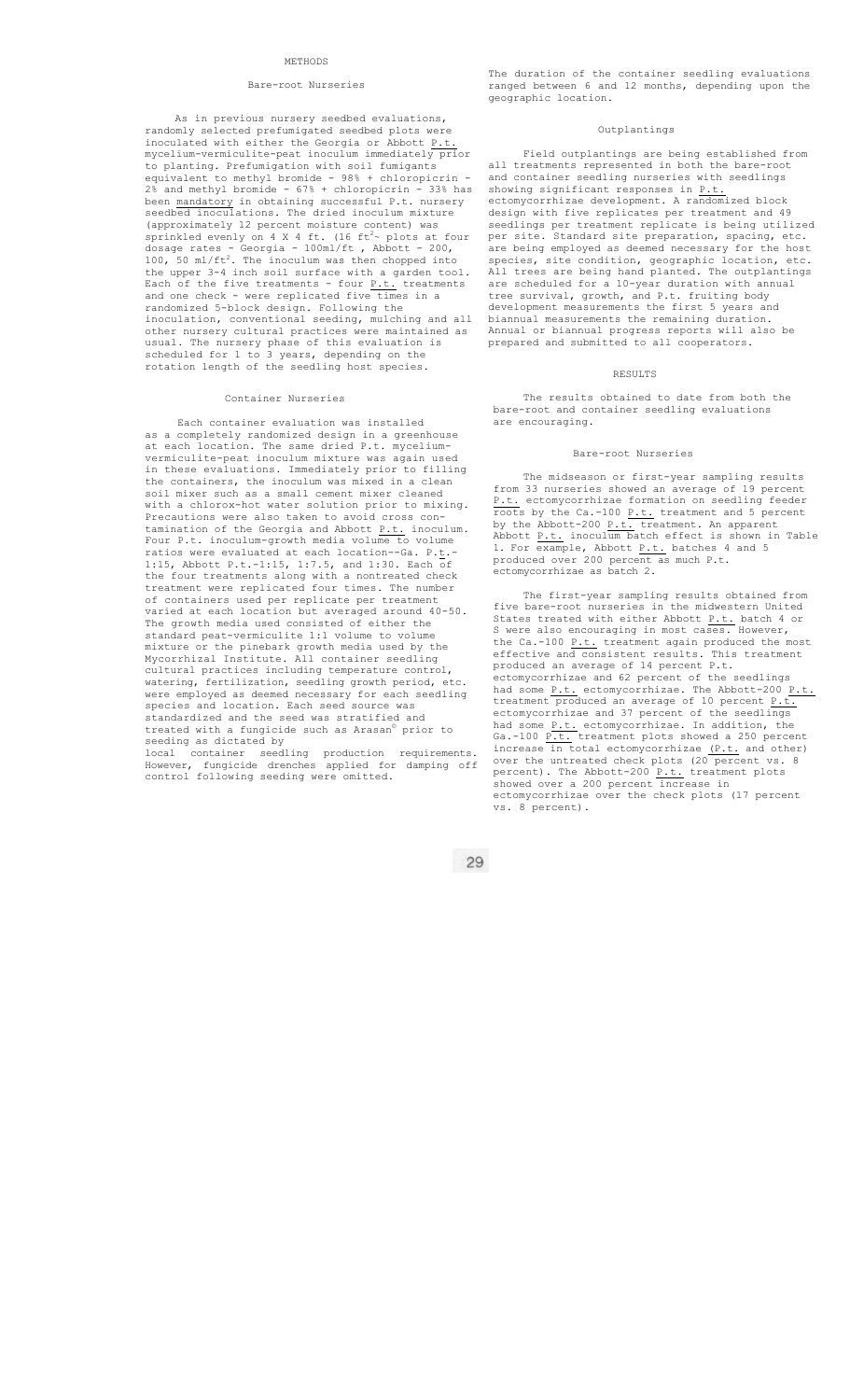## METHODS

### Bare-root Nurseries

As in previous nursery seedbed evaluations, randomly selected prefumigated seedbed plots were inoculated with either the Georgia or Abbott P.t. mycelium-vermiculite-peat inoculum immediately prior to planting. Prefumigation with soil fumigants equivalent to methyl bromide - 98% + chloropicrin - 2% and methyl bromide - 67% + chloropicrin - 33% has been mandatory in obtaining successful P.t. nursery seedbed inoculations. The dried inoculum mixture (approximately 12 percent moisture content) was sprinkled evenly on 4 X 4 ft. (16 $ft^2$~ plots at four dosage rates - Georgia - 100ml/ft , Abbott - 200, 100, 50 ml/$ft^2$. The inoculum was then chopped into the upper 3-4 inch soil surface with a garden tool. Each of the five treatments - four P.t. treatments and one check - were replicated five times in a randomized 5-block design. Following the inoculation, conventional seeding, mulching and all other nursery cultural practices were maintained as usual. The nursery phase of this evaluation is scheduled for 1 to 3 years, depending on the rotation length of the seedling host species.

### Container Nurseries

Each container evaluation was installed as a completely randomized design in a greenhouse at each location. The same dried P.t. mycelium-vermiculite-peat inoculum mixture was again used in these evaluations. Immediately prior to filling the containers, the inoculum was mixed in a clean soil mixer such as a small cement mixer cleaned with a chlorox-hot water solution prior to mixing. Precautions were also taken to avoid cross contamination of the Georgia and Abbott P.t. inoculum. Four P.t. inoculum-growth media volume to volume ratios were evaluated at each location--Ga. P.t.-1:15, Abbott P.t.-1:15, 1:7.5, and 1:30. Each of the four treatments along with a nontreated check treatment were replicated four times. The number of containers used per replicate per treatment varied at each location but averaged around 40-50. The growth media used consisted of either the standard peat-vermiculite 1:1 volume to volume mixture or the pinebark growth media used by the Mycorrhizal Institute. All container seedling cultural practices including temperature control, watering, fertilization, seedling growth period, etc. were employed as deemed necessary for each seedling species and location. Each seed source was standardized and the seed was stratified and treated with a fungicide such as Arasan© prior to seeding as dictated by local container seedling production requirements. However, fungicide drenches applied for damping off control following seeding were omitted.

The duration of the container seedling evaluations ranged between 6 and 12 months, depending upon the geographic location.

### Outplantings

Field outplantings are being established from all treatments represented in both the bare-root and container seedling nurseries with seedlings showing significant responses in P.t. ectomycorrhizae development. A randomized block design with five replicates per treatment and 49 seedlings per treatment replicate is being utilized per site. Standard site preparation, spacing, etc. are being employed as deemed necessary for the host species, site condition, geographic location, etc. All trees are being hand planted. The outplantings are scheduled for a 10-year duration with annual tree survival, growth, and P.t. fruiting body development measurements the first 5 years and biannual measurements the remaining duration. Annual or biannual progress reports will also be prepared and submitted to all cooperators.

## RESULTS

The results obtained to date from both the bare-root and container seedling evaluations are encouraging.

### Bare-root Nurseries

The midseason or first-year sampling results from 33 nurseries showed an average of 19 percent P.t. ectomycorrhizae formation on seedling feeder roots by the Ca.-100 P.t. treatment and 5 percent by the Abbott-200 P.t. treatment. An apparent Abbott P.t. inoculum batch effect is shown in Table 1. For example, Abbott P.t. batches 4 and 5 produced over 200 percent as much P.t. ectomycorrhizae as batch 2.

The first-year sampling results obtained from five bare-root nurseries in the midwestern United States treated with either Abbott P.t. batch 4 or S were also encouraging in most cases. However, the Ca.-100 P.t. treatment again produced the most effective and consistent results. This treatment produced an average of 14 percent P.t. ectomycorrhizae and 62 percent of the seedlings had some P.t. ectomycorrhizae. The Abbott-200 P.t. treatment produced an average of 10 percent P.t. ectomycorrhizae and 37 percent of the seedlings had some P.t. ectomycorrhizae. In addition, the Ga.-100 P.t. treatment plots showed a 250 percent increase in total ectomycorrhizae (P.t. and other) over the untreated check plots (20 percent vs. 8 percent). The Abbott-200 P.t. treatment plots showed over a 200 percent increase in ectomycorrhizae over the check plots (17 percent vs. 8 percent).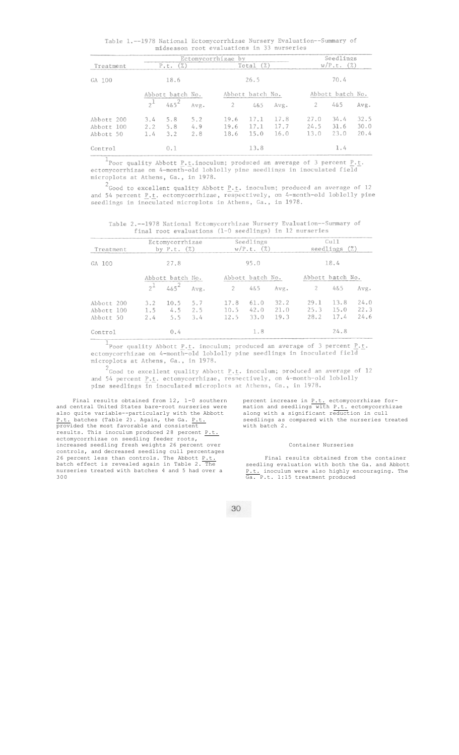Table 1.--1978 National Ectomycorrhizae Nursery Evaluation--Summary of midseason root evaluations in 33 nurseries

| Treatment | Ectomycorrhizae by P.t. (%) | | | Ectomycorrhizae by Total (%) | | | Seedlings w/P.t. (%) | | |
|---|---|---|---|---|---|---|---|---|---|
| GA 100 | 18.6 | | | 26.5 | | | 70.4 | | |
| | Abbott batch No. | | | Abbott batch No. | | | Abbott batch No. | | |
| | 2[1] | 4&5[2] | Avg. | 2 | 4&5 | Avg. | 2 | 4&5 | Avg. |
| Abbott 200 | 3.4 | 5.8 | 5.2 | 19.6 | 17.1 | 17.8 | 27.0 | 34.4 | 32.5 |
| Abbott 100 | 2.2 | 5.8 | 4.9 | 19.6 | 17.1 | 17.7 | 24.5 | 31.6 | 30.0 |
| Abbott 50 | 1.4 | 3.2 | 2.8 | 18.6 | 15.0 | 16.0 | 13.0 | 23.0 | 20.4 |
| Control | 0.1 | | | 13.8 | | | 1.4 | | |

[1]Poor quality Abbott P.t. inoculum; produced an average of 3 percent P.t. ectomycorrhizae on 4-month-old loblolly pine seedlings in inoculated field microplots at Athens, Ga., in 1978.

[2]Good to excellent quality Abbott P.t. inoculum; produced an average of 12 and 54 percent P.t. ectomycorrhizae, respectively, on 4-month-old loblolly pine seedlings in inoculated microplots in Athens, Ga., in 1978.

Table 2.--1978 National Ectomycorrhizae Nursery Evaluation--Summary of final root evaluations (1-0 seedlings) in 12 nurseries

| Treatment | Ectomycorrhizae by P.t. (%) | | | Seedlings w/P.t. (%) | | | Cull seedlings (%) | | |
|---|---|---|---|---|---|---|---|---|---|
| GA 100 | 27.8 | | | 95.0 | | | 18.4 | | |
| | Abbott batch No. | | | Abbott batch No. | | | Abbott batch No. | | |
| | 2[1] | 4&5[2] | Avg. | 2 | 4&5 | Avg. | 2 | 4&5 | Avg. |
| Abbott 200 | 3.2 | 10.5 | 5.7 | 17.8 | 61.0 | 32.2 | 29.1 | 13.8 | 24.0 |
| Abbott 100 | 1.5 | 4.5 | 2.5 | 10.5 | 42.0 | 21.0 | 25.3 | 15.0 | 22.3 |
| Abbott 50 | 2.4 | 5.5 | 3.4 | 12.5 | 33.0 | 19.3 | 28.2 | 17.4 | 24.6 |
| Control | 0.4 | | | 1.8 | | | 24.8 | | |

[1]Poor quality Abbott P.t. inoculum; produced an average of 3 percent P.t. ectomycorrhizae on 4-month-old loblolly pine seedlings in inoculated field microplots at Athens, Ga., in 1978.

[2]Good to excellent quality Abbott P.t. inoculum; produced an average of 12 and 54 percent P.t. ectomycorrhizae, respectively, on 4-month-old loblolly pine seedlings in inoculated microplots at Athens, Ga., in 1978.

Final results obtained from 12, 1-0 southern and central United States bare-root nurseries were also quite variable--particularly with the Abbott P.t. batches (Table 2). Again, the Ga. P.t. provided the most favorable and consistent results. This inoculum produced 28 percent P.t. ectomycorrhizae on seedling feeder roots, increased seedling fresh weights 26 percent over controls, and decreased seedling cull percentages 26 percent less than controls. The Abbott P.t. batch effect is revealed again in Table 2. The nurseries treated with batches 4 and 5 had over a 300 percent increase in P.t. ectomycorrhizae formation and seedlings with P.t. ectomycorrhizae along with a significant reduction in cull seedlings as compared with the nurseries treated with batch 2.

## Container Nurseries

Final results obtained from the container seedling evaluation with both the Ga. and Abbott P.t. inoculum were also highly encouraging. The Ga. P.t. 1:15 treatment produced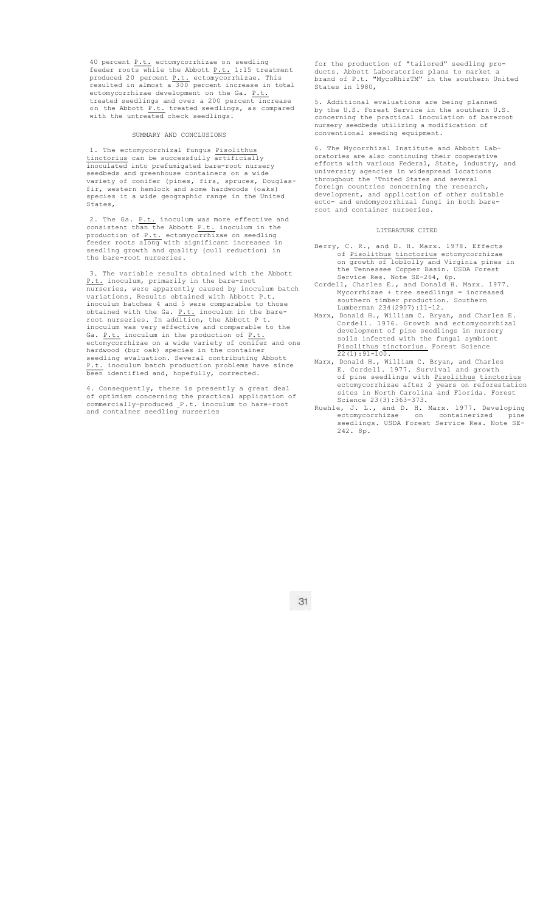40 percent P.t. ectomycorrhizae on seedling feeder roots while the Abbott P.t. 1:15 treatment produced 20 percent P.t. ectomycorrhizae. This resulted in almost a 300 percent increase in total ectomycorrhizae development on the Ga. P.t. treated seedlings and over a 200 percent increase on the Abbott P.t. treated seedlings, as compared with the untreated check seedlings.

## SUMMARY AND CONCLUSIONS

1. The ectomycorrhizal fungus *Pisolithus tinctorius* can be successfully artificially inoculated into prefumigated bare-root nursery seedbeds and greenhouse containers on a wide variety of conifer (pines, firs, spruces, Douglas-fir, western hemlock and some hardwoods (oaks) species it a wide geographic range in the United States,

2. The Ga. P.t. inoculum was more effective and consistent than the Abbott P.t. inoculum in the production of P.t. ectomycorrhizae on seedling feeder roots along with significant increases in seedling growth and quality (cull reduction) in the bare-root nurseries.

3. The variable results obtained with the Abbott P.t. inoculum, primarily in the bare-root nurseries, were apparently caused by inoculum batch variations. Results obtained with Abbott P.t. inoculum batches 4 and 5 were comparable to those obtained with the Ga. P.t. inoculum in the bare-root nurseries. In addition, the Abbott P t. inoculum was very effective and comparable to the Ga. P.t. inoculum in the production of P.t. ectomycorrhizae on a wide variety of conifer and one hardwood (bur oak) species in the container seedling evaluation. Several contributing Abbott P.t. inoculum batch production problems have since been identified and, hopefully, corrected.

4. Consequently, there is presently a great deal of optimism concerning the practical application of commercially-produced P.t. inoculum to hare-root and container seedling nurseries for the production of "tailored" seedling products. Abbott Laboratories plans to market a brand of P.t. "MycoRhizTM" in the southern United States in 1980,

5. Additional evaluations are being planned by the U.S. Forest Service in the southern U.S. concerning the practical inoculation of bareroot nursery seedbeds utilizing a modification of conventional seeding equipment.

6. The Mycorrhizal Institute and Abbott Laboratories are also continuing their cooperative efforts with various Federal, State, industry, and university agencies in widespread locations throughout the 'Tnited States and several foreign countries concerning the research, development, and application of other suitable ecto- and endomycorrhizal fungi in both bare-root and container nurseries.

## LITERATURE CITED

Berry, C. R., and D. H. Marx. 1978. Effects of *Pisolithus tinctorius* ectomycorrhizae on growth of loblolly and Virginia pines in the Tennessee Copper Basin. USDA Forest Service Res. Note SE-264, 6p.

Cordell, Charles E., and Donald H. Marx. 1977. Mycorrhizae + tree seedlings = increased southern timber production. Southern Lumberman 234(2907):11-12.

Marx, Donald H., William C. Bryan, and Charles E. Cordell. 1976. Growth and ectomycorrhizal development of pine seedlings in nursery soils infected with the fungal symbiont *Pisolithus tinctorius*. Forest Science 22(1):91-100.

Marx, Donald H., William C. Bryan, and Charles E. Cordell. 1977. Survival and growth of pine seedlings with *Pisolithus tinctorius* ectomycorrhizae after 2 years on reforestation sites in North Carolina and Florida. Forest Science 23(3):363-373.

Ruehle, J. L., and D. H. Marx. 1977. Developing ectomycorrhizae on containerized pine seedlings. USDA Forest Service Res. Note SE-242. 8p.